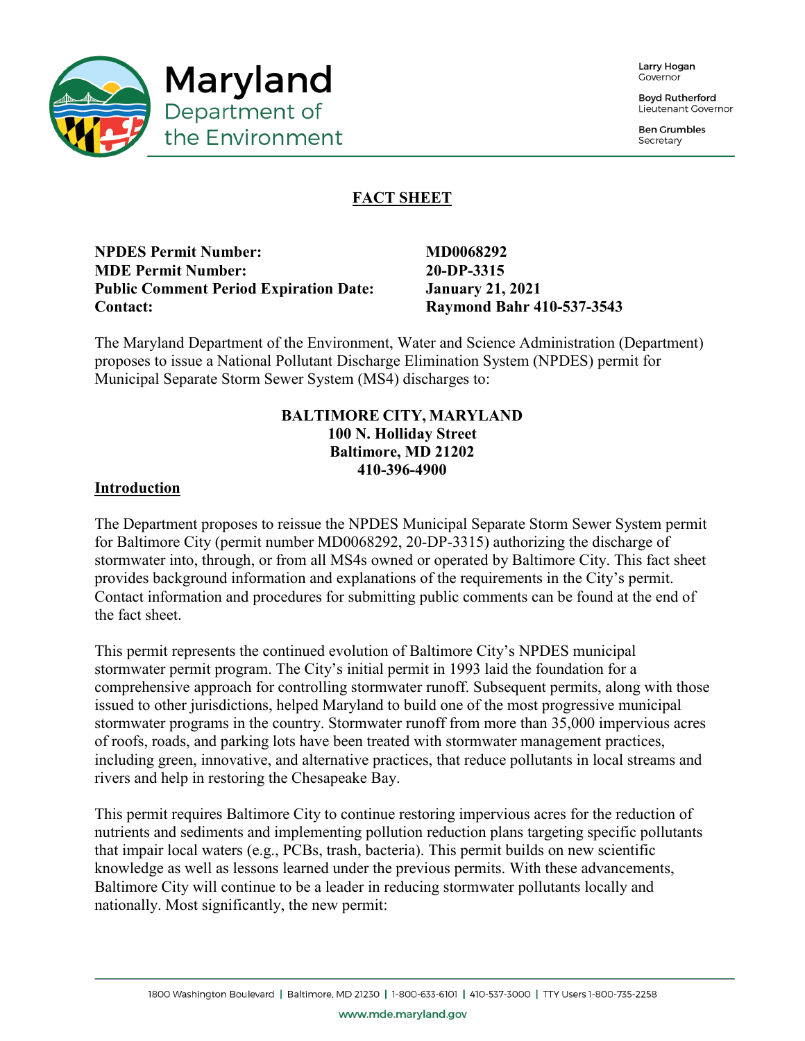# FACT SHEET

| | |
|---|---|
| **NPDES Permit Number:** | **MD0068292** |
| **MDE Permit Number:** | **20-DP-3315** |
| **Public Comment Period Expiration Date:** | **January 21, 2021** |
| **Contact:** | **Raymond Bahr 410-537-3543** |

The Maryland Department of the Environment, Water and Science Administration (Department) proposes to issue a National Pollutant Discharge Elimination System (NPDES) permit for Municipal Separate Storm Sewer System (MS4) discharges to:

**BALTIMORE CITY, MARYLAND**
**100 N. Holliday Street**
**Baltimore, MD 21202**
**410-396-4900**

## Introduction

The Department proposes to reissue the NPDES Municipal Separate Storm Sewer System permit for Baltimore City (permit number MD0068292, 20-DP-3315) authorizing the discharge of stormwater into, through, or from all MS4s owned or operated by Baltimore City. This fact sheet provides background information and explanations of the requirements in the City's permit. Contact information and procedures for submitting public comments can be found at the end of the fact sheet.

This permit represents the continued evolution of Baltimore City's NPDES municipal stormwater permit program. The City's initial permit in 1993 laid the foundation for a comprehensive approach for controlling stormwater runoff. Subsequent permits, along with those issued to other jurisdictions, helped Maryland to build one of the most progressive municipal stormwater programs in the country. Stormwater runoff from more than 35,000 impervious acres of roofs, roads, and parking lots have been treated with stormwater management practices, including green, innovative, and alternative practices, that reduce pollutants in local streams and rivers and help in restoring the Chesapeake Bay.

This permit requires Baltimore City to continue restoring impervious acres for the reduction of nutrients and sediments and implementing pollution reduction plans targeting specific pollutants that impair local waters (e.g., PCBs, trash, bacteria). This permit builds on new scientific knowledge as well as lessons learned under the previous permits. With these advancements, Baltimore City will continue to be a leader in reducing stormwater pollutants locally and nationally. Most significantly, the new permit: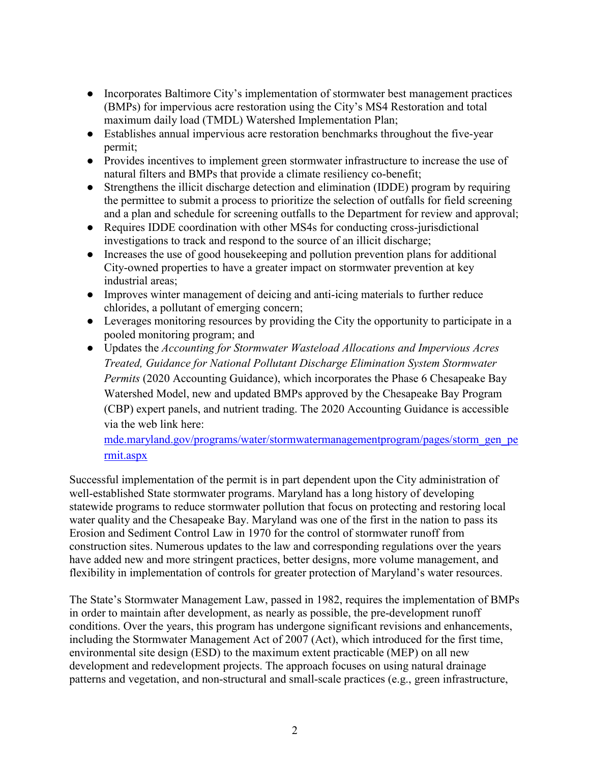- Incorporates Baltimore City's implementation of stormwater best management practices (BMPs) for impervious acre restoration using the City's MS4 Restoration and total maximum daily load (TMDL) Watershed Implementation Plan;
- Establishes annual impervious acre restoration benchmarks throughout the five-year permit;
- Provides incentives to implement green stormwater infrastructure to increase the use of natural filters and BMPs that provide a climate resiliency co-benefit;
- Strengthens the illicit discharge detection and elimination (IDDE) program by requiring the permittee to submit a process to prioritize the selection of outfalls for field screening and a plan and schedule for screening outfalls to the Department for review and approval;
- Requires IDDE coordination with other MS4s for conducting cross-jurisdictional investigations to track and respond to the source of an illicit discharge;
- Increases the use of good housekeeping and pollution prevention plans for additional City-owned properties to have a greater impact on stormwater prevention at key industrial areas;
- Improves winter management of deicing and anti-icing materials to further reduce chlorides, a pollutant of emerging concern;
- Leverages monitoring resources by providing the City the opportunity to participate in a pooled monitoring program; and
- Updates the *Accounting for Stormwater Wasteload Allocations and Impervious Acres Treated, Guidance for National Pollutant Discharge Elimination System Stormwater Permits* (2020 Accounting Guidance), which incorporates the Phase 6 Chesapeake Bay Watershed Model, new and updated BMPs approved by the Chesapeake Bay Program (CBP) expert panels, and nutrient trading. The 2020 Accounting Guidance is accessible via the web link here: [mde.maryland.gov/programs/water/stormwatermanagementprogram/pages/storm_gen_permit.aspx](mde.maryland.gov/programs/water/stormwatermanagementprogram/pages/storm_gen_permit.aspx)

Successful implementation of the permit is in part dependent upon the City administration of well-established State stormwater programs. Maryland has a long history of developing statewide programs to reduce stormwater pollution that focus on protecting and restoring local water quality and the Chesapeake Bay. Maryland was one of the first in the nation to pass its Erosion and Sediment Control Law in 1970 for the control of stormwater runoff from construction sites. Numerous updates to the law and corresponding regulations over the years have added new and more stringent practices, better designs, more volume management, and flexibility in implementation of controls for greater protection of Maryland's water resources.

The State's Stormwater Management Law, passed in 1982, requires the implementation of BMPs in order to maintain after development, as nearly as possible, the pre-development runoff conditions. Over the years, this program has undergone significant revisions and enhancements, including the Stormwater Management Act of 2007 (Act), which introduced for the first time, environmental site design (ESD) to the maximum extent practicable (MEP) on all new development and redevelopment projects. The approach focuses on using natural drainage patterns and vegetation, and non-structural and small-scale practices (e.g., green infrastructure,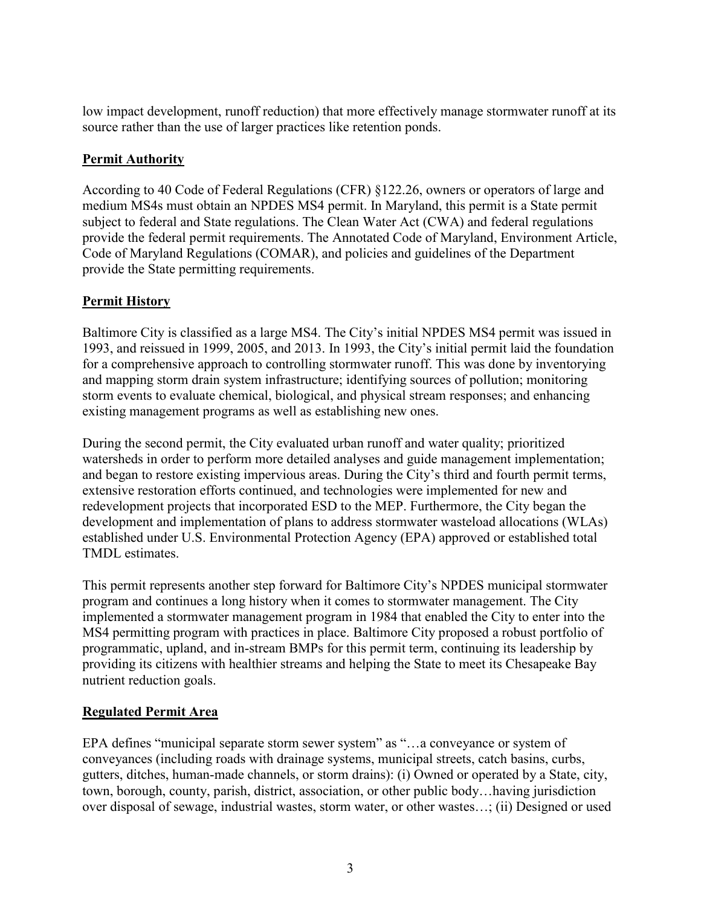low impact development, runoff reduction) that more effectively manage stormwater runoff at its source rather than the use of larger practices like retention ponds.

## **Permit Authority**

According to 40 Code of Federal Regulations (CFR) §122.26, owners or operators of large and medium MS4s must obtain an NPDES MS4 permit. In Maryland, this permit is a State permit subject to federal and State regulations. The Clean Water Act (CWA) and federal regulations provide the federal permit requirements. The Annotated Code of Maryland, Environment Article, Code of Maryland Regulations (COMAR), and policies and guidelines of the Department provide the State permitting requirements.

## **Permit History**

Baltimore City is classified as a large MS4. The City's initial NPDES MS4 permit was issued in 1993, and reissued in 1999, 2005, and 2013. In 1993, the City's initial permit laid the foundation for a comprehensive approach to controlling stormwater runoff. This was done by inventorying and mapping storm drain system infrastructure; identifying sources of pollution; monitoring storm events to evaluate chemical, biological, and physical stream responses; and enhancing existing management programs as well as establishing new ones.

During the second permit, the City evaluated urban runoff and water quality; prioritized watersheds in order to perform more detailed analyses and guide management implementation; and began to restore existing impervious areas. During the City's third and fourth permit terms, extensive restoration efforts continued, and technologies were implemented for new and redevelopment projects that incorporated ESD to the MEP. Furthermore, the City began the development and implementation of plans to address stormwater wasteload allocations (WLAs) established under U.S. Environmental Protection Agency (EPA) approved or established total TMDL estimates.

This permit represents another step forward for Baltimore City's NPDES municipal stormwater program and continues a long history when it comes to stormwater management. The City implemented a stormwater management program in 1984 that enabled the City to enter into the MS4 permitting program with practices in place. Baltimore City proposed a robust portfolio of programmatic, upland, and in-stream BMPs for this permit term, continuing its leadership by providing its citizens with healthier streams and helping the State to meet its Chesapeake Bay nutrient reduction goals.

## **Regulated Permit Area**

EPA defines "municipal separate storm sewer system" as "…a conveyance or system of conveyances (including roads with drainage systems, municipal streets, catch basins, curbs, gutters, ditches, human-made channels, or storm drains): (i) Owned or operated by a State, city, town, borough, county, parish, district, association, or other public body…having jurisdiction over disposal of sewage, industrial wastes, storm water, or other wastes…; (ii) Designed or used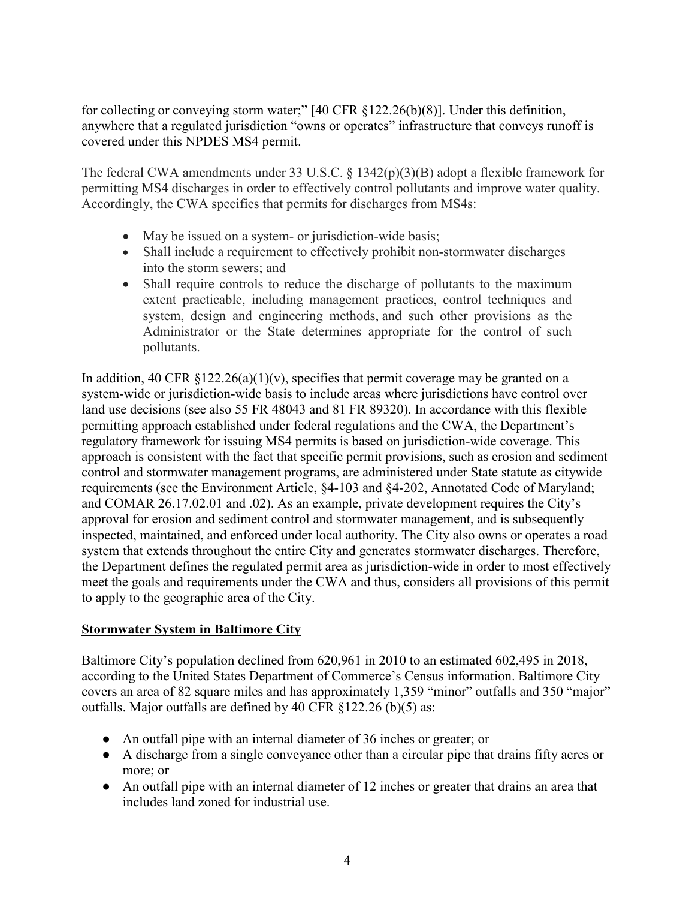for collecting or conveying storm water;" [40 CFR §122.26(b)(8)]. Under this definition, anywhere that a regulated jurisdiction "owns or operates" infrastructure that conveys runoff is covered under this NPDES MS4 permit.

The federal CWA amendments under 33 U.S.C. § 1342(p)(3)(B) adopt a flexible framework for permitting MS4 discharges in order to effectively control pollutants and improve water quality. Accordingly, the CWA specifies that permits for discharges from MS4s:

- May be issued on a system- or jurisdiction-wide basis;
- Shall include a requirement to effectively prohibit non-stormwater discharges into the storm sewers; and
- Shall require controls to reduce the discharge of pollutants to the maximum extent practicable, including management practices, control techniques and system, design and engineering methods, and such other provisions as the Administrator or the State determines appropriate for the control of such pollutants.

In addition, 40 CFR §122.26(a)(1)(v), specifies that permit coverage may be granted on a system-wide or jurisdiction-wide basis to include areas where jurisdictions have control over land use decisions (see also 55 FR 48043 and 81 FR 89320). In accordance with this flexible permitting approach established under federal regulations and the CWA, the Department's regulatory framework for issuing MS4 permits is based on jurisdiction-wide coverage. This approach is consistent with the fact that specific permit provisions, such as erosion and sediment control and stormwater management programs, are administered under State statute as citywide requirements (see the Environment Article, §4-103 and §4-202, Annotated Code of Maryland; and COMAR 26.17.02.01 and .02). As an example, private development requires the City's approval for erosion and sediment control and stormwater management, and is subsequently inspected, maintained, and enforced under local authority. The City also owns or operates a road system that extends throughout the entire City and generates stormwater discharges. Therefore, the Department defines the regulated permit area as jurisdiction-wide in order to most effectively meet the goals and requirements under the CWA and thus, considers all provisions of this permit to apply to the geographic area of the City.

## Stormwater System in Baltimore City

Baltimore City's population declined from 620,961 in 2010 to an estimated 602,495 in 2018, according to the United States Department of Commerce's Census information. Baltimore City covers an area of 82 square miles and has approximately 1,359 "minor" outfalls and 350 "major" outfalls. Major outfalls are defined by 40 CFR §122.26 (b)(5) as:

- An outfall pipe with an internal diameter of 36 inches or greater; or
- A discharge from a single conveyance other than a circular pipe that drains fifty acres or more; or
- An outfall pipe with an internal diameter of 12 inches or greater that drains an area that includes land zoned for industrial use.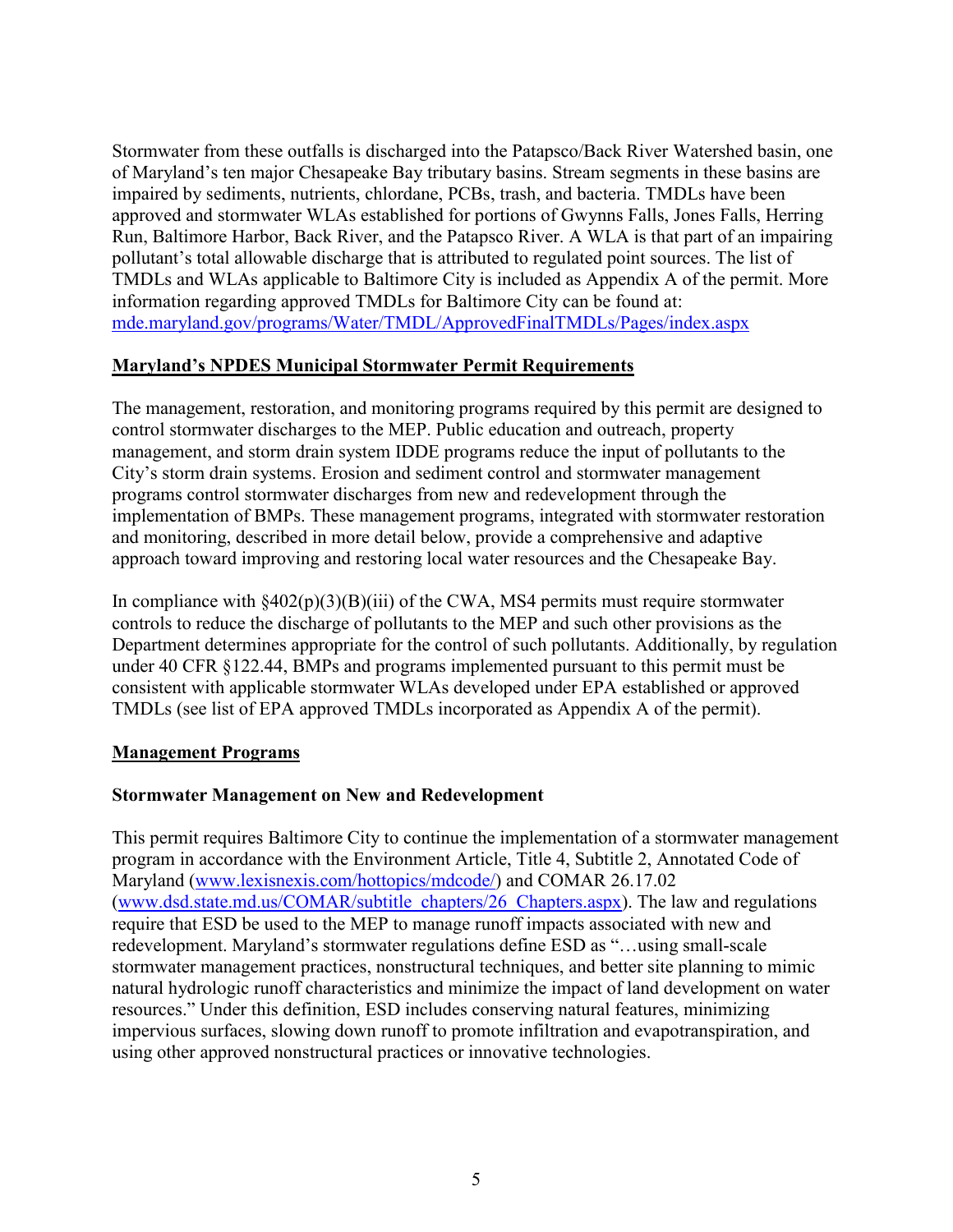Stormwater from these outfalls is discharged into the Patapsco/Back River Watershed basin, one of Maryland's ten major Chesapeake Bay tributary basins. Stream segments in these basins are impaired by sediments, nutrients, chlordane, PCBs, trash, and bacteria. TMDLs have been approved and stormwater WLAs established for portions of Gwynns Falls, Jones Falls, Herring Run, Baltimore Harbor, Back River, and the Patapsco River. A WLA is that part of an impairing pollutant's total allowable discharge that is attributed to regulated point sources. The list of TMDLs and WLAs applicable to Baltimore City is included as Appendix A of the permit. More information regarding approved TMDLs for Baltimore City can be found at: [mde.maryland.gov/programs/Water/TMDL/ApprovedFinalTMDLs/Pages/index.aspx](mde.maryland.gov/programs/Water/TMDL/ApprovedFinalTMDLs/Pages/index.aspx)

## Maryland's NPDES Municipal Stormwater Permit Requirements

The management, restoration, and monitoring programs required by this permit are designed to control stormwater discharges to the MEP. Public education and outreach, property management, and storm drain system IDDE programs reduce the input of pollutants to the City's storm drain systems. Erosion and sediment control and stormwater management programs control stormwater discharges from new and redevelopment through the implementation of BMPs. These management programs, integrated with stormwater restoration and monitoring, described in more detail below, provide a comprehensive and adaptive approach toward improving and restoring local water resources and the Chesapeake Bay.

In compliance with §402(p)(3)(B)(iii) of the CWA, MS4 permits must require stormwater controls to reduce the discharge of pollutants to the MEP and such other provisions as the Department determines appropriate for the control of such pollutants. Additionally, by regulation under 40 CFR §122.44, BMPs and programs implemented pursuant to this permit must be consistent with applicable stormwater WLAs developed under EPA established or approved TMDLs (see list of EPA approved TMDLs incorporated as Appendix A of the permit).

## Management Programs

### Stormwater Management on New and Redevelopment

This permit requires Baltimore City to continue the implementation of a stormwater management program in accordance with the Environment Article, Title 4, Subtitle 2, Annotated Code of Maryland ([www.lexisnexis.com/hottopics/mdcode/](www.lexisnexis.com/hottopics/mdcode/)) and COMAR 26.17.02 ([www.dsd.state.md.us/COMAR/subtitle_chapters/26_Chapters.aspx](www.dsd.state.md.us/COMAR/subtitle_chapters/26_Chapters.aspx)). The law and regulations require that ESD be used to the MEP to manage runoff impacts associated with new and redevelopment. Maryland's stormwater regulations define ESD as "…using small-scale stormwater management practices, nonstructural techniques, and better site planning to mimic natural hydrologic runoff characteristics and minimize the impact of land development on water resources." Under this definition, ESD includes conserving natural features, minimizing impervious surfaces, slowing down runoff to promote infiltration and evapotranspiration, and using other approved nonstructural practices or innovative technologies.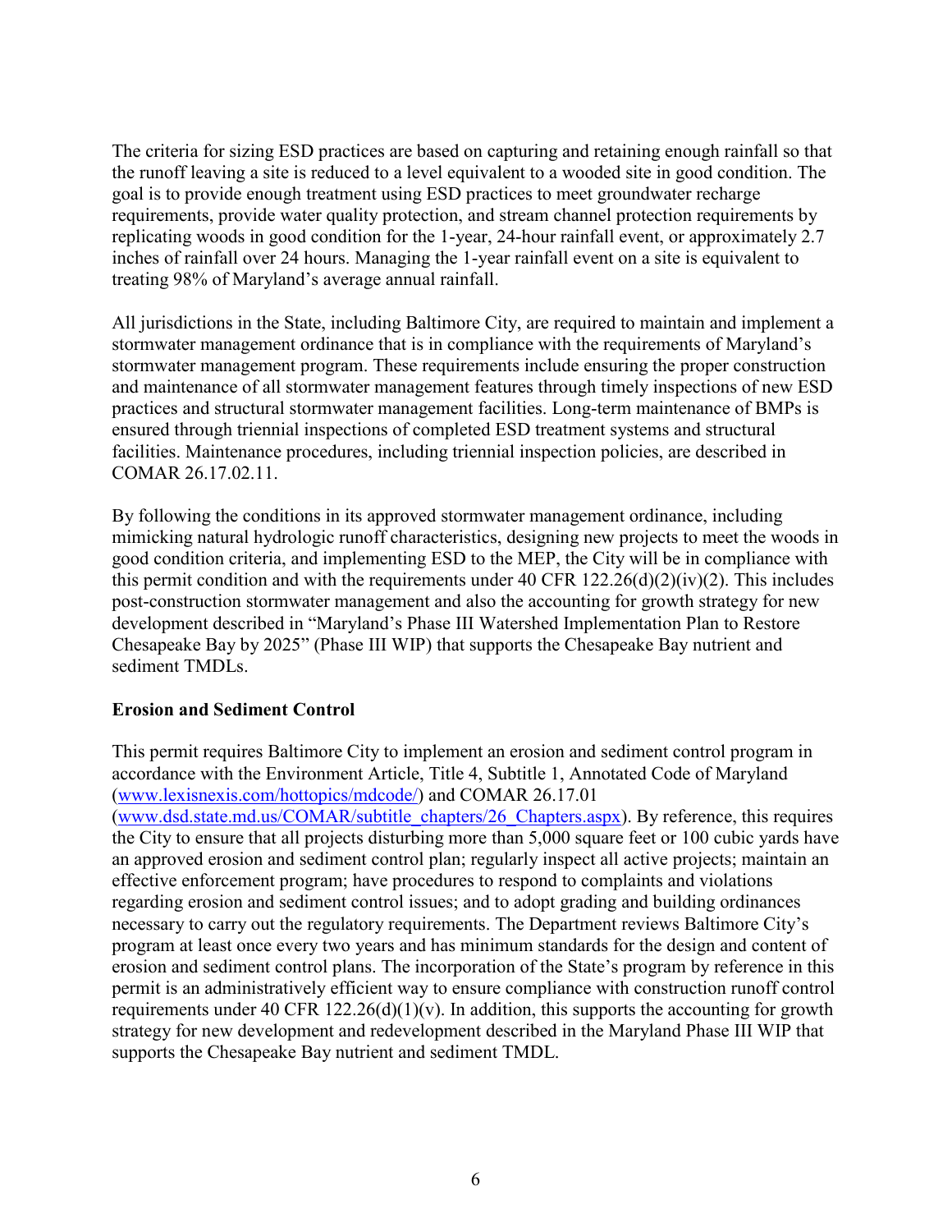The criteria for sizing ESD practices are based on capturing and retaining enough rainfall so that the runoff leaving a site is reduced to a level equivalent to a wooded site in good condition. The goal is to provide enough treatment using ESD practices to meet groundwater recharge requirements, provide water quality protection, and stream channel protection requirements by replicating woods in good condition for the 1-year, 24-hour rainfall event, or approximately 2.7 inches of rainfall over 24 hours. Managing the 1-year rainfall event on a site is equivalent to treating 98% of Maryland's average annual rainfall.

All jurisdictions in the State, including Baltimore City, are required to maintain and implement a stormwater management ordinance that is in compliance with the requirements of Maryland's stormwater management program. These requirements include ensuring the proper construction and maintenance of all stormwater management features through timely inspections of new ESD practices and structural stormwater management facilities. Long-term maintenance of BMPs is ensured through triennial inspections of completed ESD treatment systems and structural facilities. Maintenance procedures, including triennial inspection policies, are described in COMAR 26.17.02.11.

By following the conditions in its approved stormwater management ordinance, including mimicking natural hydrologic runoff characteristics, designing new projects to meet the woods in good condition criteria, and implementing ESD to the MEP, the City will be in compliance with this permit condition and with the requirements under 40 CFR 122.26(d)(2)(iv)(2). This includes post-construction stormwater management and also the accounting for growth strategy for new development described in "Maryland's Phase III Watershed Implementation Plan to Restore Chesapeake Bay by 2025" (Phase III WIP) that supports the Chesapeake Bay nutrient and sediment TMDLs.

**Erosion and Sediment Control**

This permit requires Baltimore City to implement an erosion and sediment control program in accordance with the Environment Article, Title 4, Subtitle 1, Annotated Code of Maryland ([www.lexisnexis.com/hottopics/mdcode/](www.lexisnexis.com/hottopics/mdcode/)) and COMAR 26.17.01 ([www.dsd.state.md.us/COMAR/subtitle_chapters/26_Chapters.aspx](www.dsd.state.md.us/COMAR/subtitle_chapters/26_Chapters.aspx)). By reference, this requires the City to ensure that all projects disturbing more than 5,000 square feet or 100 cubic yards have an approved erosion and sediment control plan; regularly inspect all active projects; maintain an effective enforcement program; have procedures to respond to complaints and violations regarding erosion and sediment control issues; and to adopt grading and building ordinances necessary to carry out the regulatory requirements. The Department reviews Baltimore City's program at least once every two years and has minimum standards for the design and content of erosion and sediment control plans. The incorporation of the State's program by reference in this permit is an administratively efficient way to ensure compliance with construction runoff control requirements under 40 CFR 122.26(d)(1)(v). In addition, this supports the accounting for growth strategy for new development and redevelopment described in the Maryland Phase III WIP that supports the Chesapeake Bay nutrient and sediment TMDL.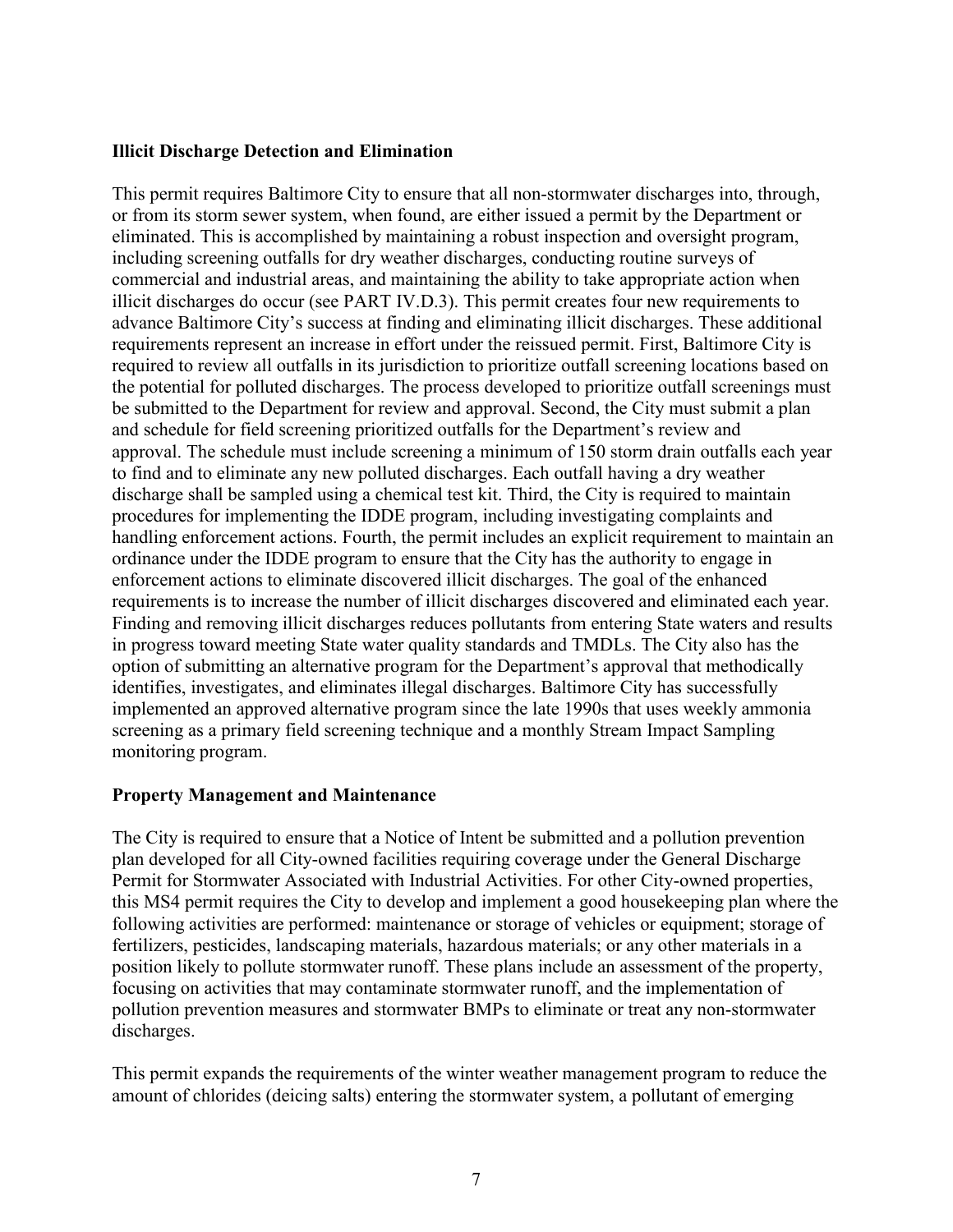**Illicit Discharge Detection and Elimination**

This permit requires Baltimore City to ensure that all non-stormwater discharges into, through, or from its storm sewer system, when found, are either issued a permit by the Department or eliminated. This is accomplished by maintaining a robust inspection and oversight program, including screening outfalls for dry weather discharges, conducting routine surveys of commercial and industrial areas, and maintaining the ability to take appropriate action when illicit discharges do occur (see PART IV.D.3). This permit creates four new requirements to advance Baltimore City's success at finding and eliminating illicit discharges. These additional requirements represent an increase in effort under the reissued permit. First, Baltimore City is required to review all outfalls in its jurisdiction to prioritize outfall screening locations based on the potential for polluted discharges. The process developed to prioritize outfall screenings must be submitted to the Department for review and approval. Second, the City must submit a plan and schedule for field screening prioritized outfalls for the Department's review and approval. The schedule must include screening a minimum of 150 storm drain outfalls each year to find and to eliminate any new polluted discharges. Each outfall having a dry weather discharge shall be sampled using a chemical test kit. Third, the City is required to maintain procedures for implementing the IDDE program, including investigating complaints and handling enforcement actions. Fourth, the permit includes an explicit requirement to maintain an ordinance under the IDDE program to ensure that the City has the authority to engage in enforcement actions to eliminate discovered illicit discharges. The goal of the enhanced requirements is to increase the number of illicit discharges discovered and eliminated each year. Finding and removing illicit discharges reduces pollutants from entering State waters and results in progress toward meeting State water quality standards and TMDLs. The City also has the option of submitting an alternative program for the Department's approval that methodically identifies, investigates, and eliminates illegal discharges. Baltimore City has successfully implemented an approved alternative program since the late 1990s that uses weekly ammonia screening as a primary field screening technique and a monthly Stream Impact Sampling monitoring program.

**Property Management and Maintenance**

The City is required to ensure that a Notice of Intent be submitted and a pollution prevention plan developed for all City-owned facilities requiring coverage under the General Discharge Permit for Stormwater Associated with Industrial Activities. For other City-owned properties, this MS4 permit requires the City to develop and implement a good housekeeping plan where the following activities are performed: maintenance or storage of vehicles or equipment; storage of fertilizers, pesticides, landscaping materials, hazardous materials; or any other materials in a position likely to pollute stormwater runoff. These plans include an assessment of the property, focusing on activities that may contaminate stormwater runoff, and the implementation of pollution prevention measures and stormwater BMPs to eliminate or treat any non-stormwater discharges.

This permit expands the requirements of the winter weather management program to reduce the amount of chlorides (deicing salts) entering the stormwater system, a pollutant of emerging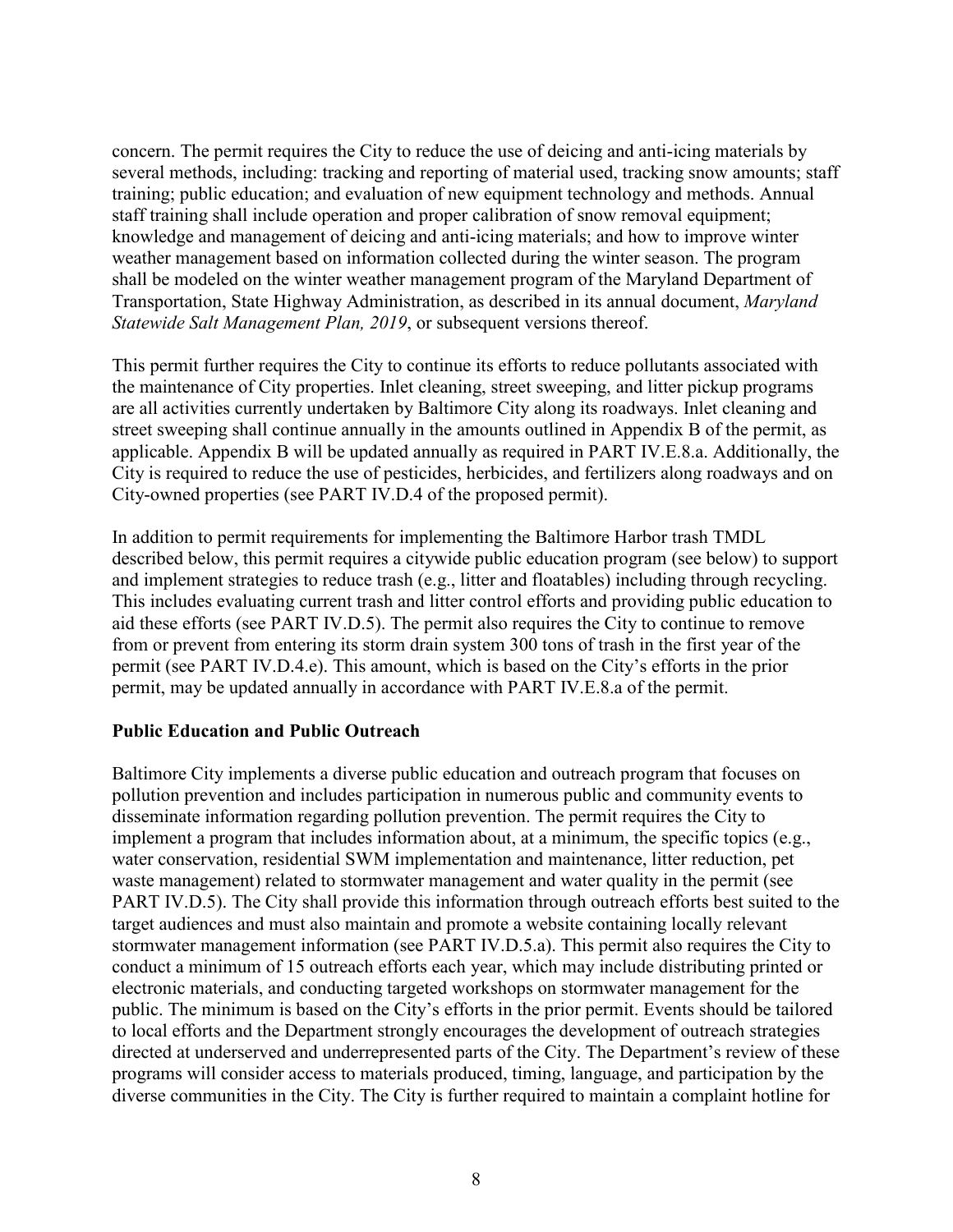concern. The permit requires the City to reduce the use of deicing and anti-icing materials by several methods, including: tracking and reporting of material used, tracking snow amounts; staff training; public education; and evaluation of new equipment technology and methods. Annual staff training shall include operation and proper calibration of snow removal equipment; knowledge and management of deicing and anti-icing materials; and how to improve winter weather management based on information collected during the winter season. The program shall be modeled on the winter weather management program of the Maryland Department of Transportation, State Highway Administration, as described in its annual document, *Maryland Statewide Salt Management Plan, 2019*, or subsequent versions thereof.

This permit further requires the City to continue its efforts to reduce pollutants associated with the maintenance of City properties. Inlet cleaning, street sweeping, and litter pickup programs are all activities currently undertaken by Baltimore City along its roadways. Inlet cleaning and street sweeping shall continue annually in the amounts outlined in Appendix B of the permit, as applicable. Appendix B will be updated annually as required in PART IV.E.8.a. Additionally, the City is required to reduce the use of pesticides, herbicides, and fertilizers along roadways and on City-owned properties (see PART IV.D.4 of the proposed permit).

In addition to permit requirements for implementing the Baltimore Harbor trash TMDL described below, this permit requires a citywide public education program (see below) to support and implement strategies to reduce trash (e.g., litter and floatables) including through recycling. This includes evaluating current trash and litter control efforts and providing public education to aid these efforts (see PART IV.D.5). The permit also requires the City to continue to remove from or prevent from entering its storm drain system 300 tons of trash in the first year of the permit (see PART IV.D.4.e). This amount, which is based on the City's efforts in the prior permit, may be updated annually in accordance with PART IV.E.8.a of the permit.

**Public Education and Public Outreach**

Baltimore City implements a diverse public education and outreach program that focuses on pollution prevention and includes participation in numerous public and community events to disseminate information regarding pollution prevention. The permit requires the City to implement a program that includes information about, at a minimum, the specific topics (e.g., water conservation, residential SWM implementation and maintenance, litter reduction, pet waste management) related to stormwater management and water quality in the permit (see PART IV.D.5). The City shall provide this information through outreach efforts best suited to the target audiences and must also maintain and promote a website containing locally relevant stormwater management information (see PART IV.D.5.a). This permit also requires the City to conduct a minimum of 15 outreach efforts each year, which may include distributing printed or electronic materials, and conducting targeted workshops on stormwater management for the public. The minimum is based on the City's efforts in the prior permit. Events should be tailored to local efforts and the Department strongly encourages the development of outreach strategies directed at underserved and underrepresented parts of the City. The Department's review of these programs will consider access to materials produced, timing, language, and participation by the diverse communities in the City. The City is further required to maintain a complaint hotline for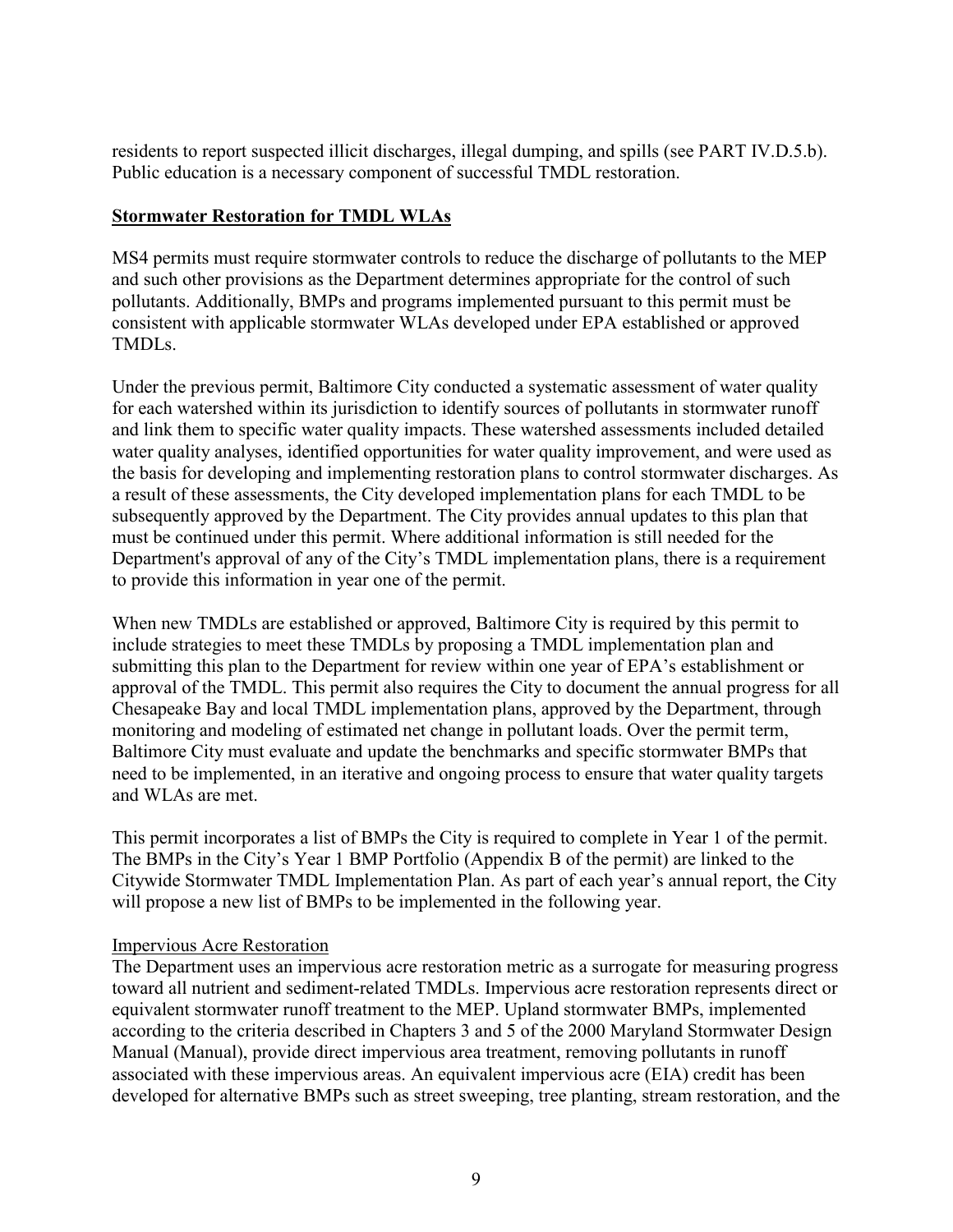residents to report suspected illicit discharges, illegal dumping, and spills (see PART IV.D.5.b). Public education is a necessary component of successful TMDL restoration.

**Stormwater Restoration for TMDL WLAs**

MS4 permits must require stormwater controls to reduce the discharge of pollutants to the MEP and such other provisions as the Department determines appropriate for the control of such pollutants. Additionally, BMPs and programs implemented pursuant to this permit must be consistent with applicable stormwater WLAs developed under EPA established or approved TMDLs.

Under the previous permit, Baltimore City conducted a systematic assessment of water quality for each watershed within its jurisdiction to identify sources of pollutants in stormwater runoff and link them to specific water quality impacts. These watershed assessments included detailed water quality analyses, identified opportunities for water quality improvement, and were used as the basis for developing and implementing restoration plans to control stormwater discharges. As a result of these assessments, the City developed implementation plans for each TMDL to be subsequently approved by the Department. The City provides annual updates to this plan that must be continued under this permit. Where additional information is still needed for the Department's approval of any of the City's TMDL implementation plans, there is a requirement to provide this information in year one of the permit.

When new TMDLs are established or approved, Baltimore City is required by this permit to include strategies to meet these TMDLs by proposing a TMDL implementation plan and submitting this plan to the Department for review within one year of EPA's establishment or approval of the TMDL. This permit also requires the City to document the annual progress for all Chesapeake Bay and local TMDL implementation plans, approved by the Department, through monitoring and modeling of estimated net change in pollutant loads. Over the permit term, Baltimore City must evaluate and update the benchmarks and specific stormwater BMPs that need to be implemented, in an iterative and ongoing process to ensure that water quality targets and WLAs are met.

This permit incorporates a list of BMPs the City is required to complete in Year 1 of the permit. The BMPs in the City's Year 1 BMP Portfolio (Appendix B of the permit) are linked to the Citywide Stormwater TMDL Implementation Plan. As part of each year's annual report, the City will propose a new list of BMPs to be implemented in the following year.

Impervious Acre Restoration

The Department uses an impervious acre restoration metric as a surrogate for measuring progress toward all nutrient and sediment-related TMDLs. Impervious acre restoration represents direct or equivalent stormwater runoff treatment to the MEP. Upland stormwater BMPs, implemented according to the criteria described in Chapters 3 and 5 of the 2000 Maryland Stormwater Design Manual (Manual), provide direct impervious area treatment, removing pollutants in runoff associated with these impervious areas. An equivalent impervious acre (EIA) credit has been developed for alternative BMPs such as street sweeping, tree planting, stream restoration, and the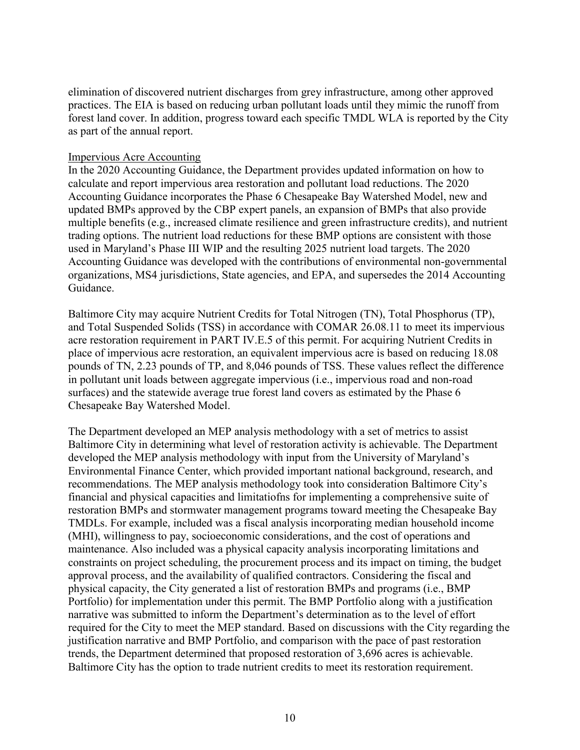elimination of discovered nutrient discharges from grey infrastructure, among other approved practices. The EIA is based on reducing urban pollutant loads until they mimic the runoff from forest land cover. In addition, progress toward each specific TMDL WLA is reported by the City as part of the annual report.

Impervious Acre Accounting

In the 2020 Accounting Guidance, the Department provides updated information on how to calculate and report impervious area restoration and pollutant load reductions. The 2020 Accounting Guidance incorporates the Phase 6 Chesapeake Bay Watershed Model, new and updated BMPs approved by the CBP expert panels, an expansion of BMPs that also provide multiple benefits (e.g., increased climate resilience and green infrastructure credits), and nutrient trading options. The nutrient load reductions for these BMP options are consistent with those used in Maryland's Phase III WIP and the resulting 2025 nutrient load targets. The 2020 Accounting Guidance was developed with the contributions of environmental non-governmental organizations, MS4 jurisdictions, State agencies, and EPA, and supersedes the 2014 Accounting Guidance.

Baltimore City may acquire Nutrient Credits for Total Nitrogen (TN), Total Phosphorus (TP), and Total Suspended Solids (TSS) in accordance with COMAR 26.08.11 to meet its impervious acre restoration requirement in PART IV.E.5 of this permit. For acquiring Nutrient Credits in place of impervious acre restoration, an equivalent impervious acre is based on reducing 18.08 pounds of TN, 2.23 pounds of TP, and 8,046 pounds of TSS. These values reflect the difference in pollutant unit loads between aggregate impervious (i.e., impervious road and non-road surfaces) and the statewide average true forest land covers as estimated by the Phase 6 Chesapeake Bay Watershed Model.

The Department developed an MEP analysis methodology with a set of metrics to assist Baltimore City in determining what level of restoration activity is achievable. The Department developed the MEP analysis methodology with input from the University of Maryland's Environmental Finance Center, which provided important national background, research, and recommendations. The MEP analysis methodology took into consideration Baltimore City's financial and physical capacities and limitatiofns for implementing a comprehensive suite of restoration BMPs and stormwater management programs toward meeting the Chesapeake Bay TMDLs. For example, included was a fiscal analysis incorporating median household income (MHI), willingness to pay, socioeconomic considerations, and the cost of operations and maintenance. Also included was a physical capacity analysis incorporating limitations and constraints on project scheduling, the procurement process and its impact on timing, the budget approval process, and the availability of qualified contractors. Considering the fiscal and physical capacity, the City generated a list of restoration BMPs and programs (i.e., BMP Portfolio) for implementation under this permit. The BMP Portfolio along with a justification narrative was submitted to inform the Department's determination as to the level of effort required for the City to meet the MEP standard. Based on discussions with the City regarding the justification narrative and BMP Portfolio, and comparison with the pace of past restoration trends, the Department determined that proposed restoration of 3,696 acres is achievable. Baltimore City has the option to trade nutrient credits to meet its restoration requirement.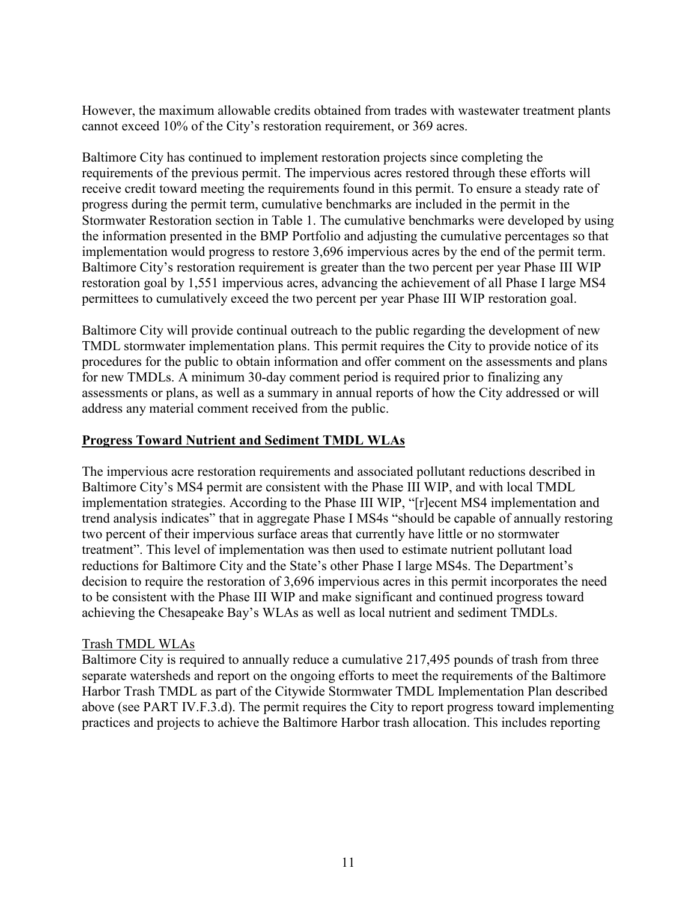However, the maximum allowable credits obtained from trades with wastewater treatment plants cannot exceed 10% of the City's restoration requirement, or 369 acres.

Baltimore City has continued to implement restoration projects since completing the requirements of the previous permit. The impervious acres restored through these efforts will receive credit toward meeting the requirements found in this permit. To ensure a steady rate of progress during the permit term, cumulative benchmarks are included in the permit in the Stormwater Restoration section in Table 1. The cumulative benchmarks were developed by using the information presented in the BMP Portfolio and adjusting the cumulative percentages so that implementation would progress to restore 3,696 impervious acres by the end of the permit term. Baltimore City's restoration requirement is greater than the two percent per year Phase III WIP restoration goal by 1,551 impervious acres, advancing the achievement of all Phase I large MS4 permittees to cumulatively exceed the two percent per year Phase III WIP restoration goal.

Baltimore City will provide continual outreach to the public regarding the development of new TMDL stormwater implementation plans. This permit requires the City to provide notice of its procedures for the public to obtain information and offer comment on the assessments and plans for new TMDLs. A minimum 30-day comment period is required prior to finalizing any assessments or plans, as well as a summary in annual reports of how the City addressed or will address any material comment received from the public.

## **Progress Toward Nutrient and Sediment TMDL WLAs**

The impervious acre restoration requirements and associated pollutant reductions described in Baltimore City's MS4 permit are consistent with the Phase III WIP, and with local TMDL implementation strategies. According to the Phase III WIP, "[r]ecent MS4 implementation and trend analysis indicates" that in aggregate Phase I MS4s "should be capable of annually restoring two percent of their impervious surface areas that currently have little or no stormwater treatment". This level of implementation was then used to estimate nutrient pollutant load reductions for Baltimore City and the State's other Phase I large MS4s. The Department's decision to require the restoration of 3,696 impervious acres in this permit incorporates the need to be consistent with the Phase III WIP and make significant and continued progress toward achieving the Chesapeake Bay's WLAs as well as local nutrient and sediment TMDLs.

### Trash TMDL WLAs

Baltimore City is required to annually reduce a cumulative 217,495 pounds of trash from three separate watersheds and report on the ongoing efforts to meet the requirements of the Baltimore Harbor Trash TMDL as part of the Citywide Stormwater TMDL Implementation Plan described above (see PART IV.F.3.d). The permit requires the City to report progress toward implementing practices and projects to achieve the Baltimore Harbor trash allocation. This includes reporting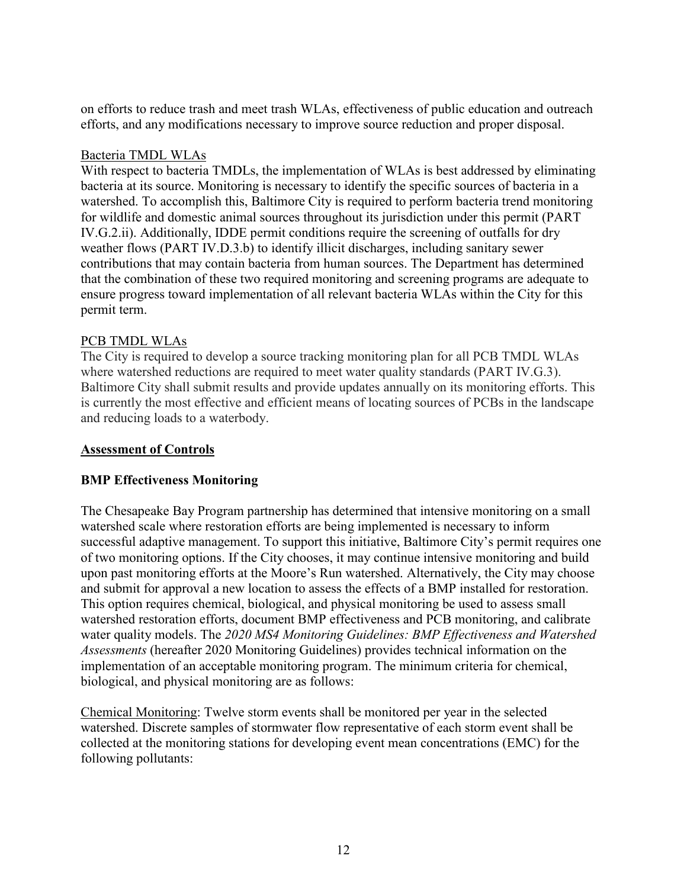on efforts to reduce trash and meet trash WLAs, effectiveness of public education and outreach efforts, and any modifications necessary to improve source reduction and proper disposal.

<u>Bacteria TMDL WLAs</u>

With respect to bacteria TMDLs, the implementation of WLAs is best addressed by eliminating bacteria at its source. Monitoring is necessary to identify the specific sources of bacteria in a watershed. To accomplish this, Baltimore City is required to perform bacteria trend monitoring for wildlife and domestic animal sources throughout its jurisdiction under this permit (PART IV.G.2.ii). Additionally, IDDE permit conditions require the screening of outfalls for dry weather flows (PART IV.D.3.b) to identify illicit discharges, including sanitary sewer contributions that may contain bacteria from human sources. The Department has determined that the combination of these two required monitoring and screening programs are adequate to ensure progress toward implementation of all relevant bacteria WLAs within the City for this permit term.

<u>PCB TMDL WLAs</u>

The City is required to develop a source tracking monitoring plan for all PCB TMDL WLAs where watershed reductions are required to meet water quality standards (PART IV.G.3). Baltimore City shall submit results and provide updates annually on its monitoring efforts. This is currently the most effective and efficient means of locating sources of PCBs in the landscape and reducing loads to a waterbody.

## <u>Assessment of Controls</u>

### BMP Effectiveness Monitoring

The Chesapeake Bay Program partnership has determined that intensive monitoring on a small watershed scale where restoration efforts are being implemented is necessary to inform successful adaptive management. To support this initiative, Baltimore City's permit requires one of two monitoring options. If the City chooses, it may continue intensive monitoring and build upon past monitoring efforts at the Moore's Run watershed. Alternatively, the City may choose and submit for approval a new location to assess the effects of a BMP installed for restoration. This option requires chemical, biological, and physical monitoring be used to assess small watershed restoration efforts, document BMP effectiveness and PCB monitoring, and calibrate water quality models. The *2020 MS4 Monitoring Guidelines: BMP Effectiveness and Watershed Assessments* (hereafter 2020 Monitoring Guidelines) provides technical information on the implementation of an acceptable monitoring program. The minimum criteria for chemical, biological, and physical monitoring are as follows:

<u>Chemical Monitoring</u>: Twelve storm events shall be monitored per year in the selected watershed. Discrete samples of stormwater flow representative of each storm event shall be collected at the monitoring stations for developing event mean concentrations (EMC) for the following pollutants: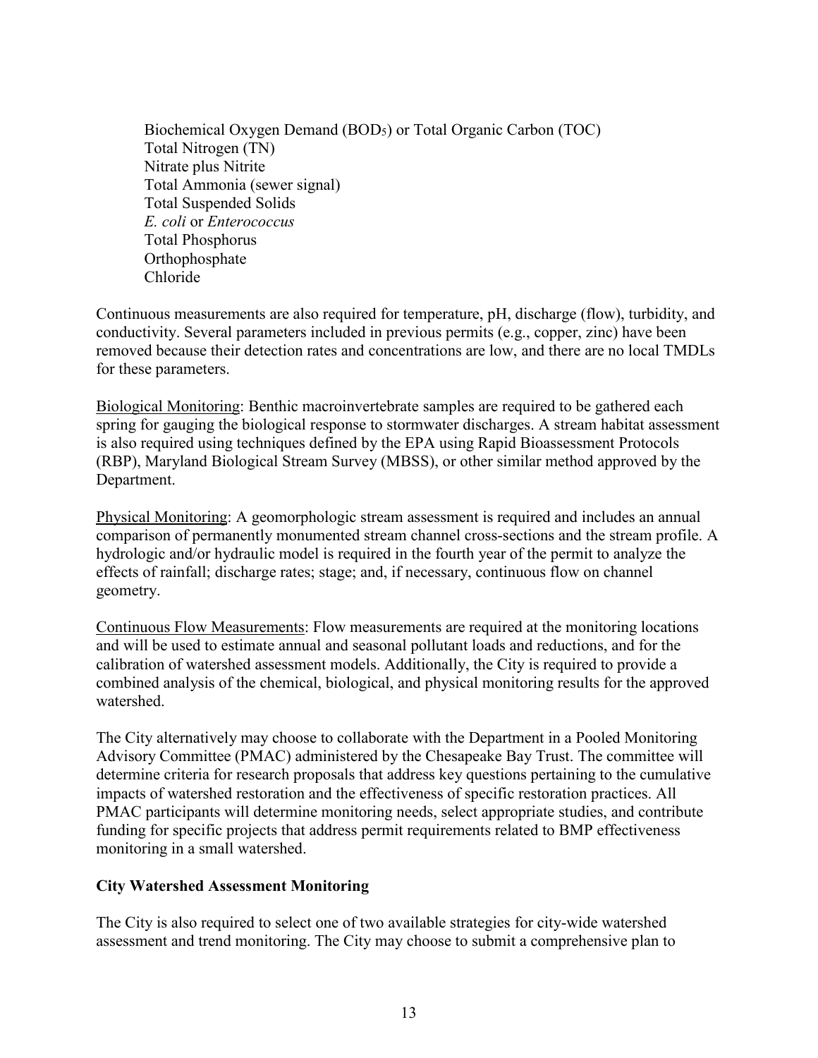- Biochemical Oxygen Demand ($BOD_5$) or Total Organic Carbon (TOC)
- Total Nitrogen (TN)
- Nitrate plus Nitrite
- Total Ammonia (sewer signal)
- Total Suspended Solids
- *E. coli* or *Enterococcus*
- Total Phosphorus
- Orthophosphate
- Chloride

Continuous measurements are also required for temperature, pH, discharge (flow), turbidity, and conductivity. Several parameters included in previous permits (e.g., copper, zinc) have been removed because their detection rates and concentrations are low, and there are no local TMDLs for these parameters.

Biological Monitoring: Benthic macroinvertebrate samples are required to be gathered each spring for gauging the biological response to stormwater discharges. A stream habitat assessment is also required using techniques defined by the EPA using Rapid Bioassessment Protocols (RBP), Maryland Biological Stream Survey (MBSS), or other similar method approved by the Department.

Physical Monitoring: A geomorphologic stream assessment is required and includes an annual comparison of permanently monumented stream channel cross-sections and the stream profile. A hydrologic and/or hydraulic model is required in the fourth year of the permit to analyze the effects of rainfall; discharge rates; stage; and, if necessary, continuous flow on channel geometry.

Continuous Flow Measurements: Flow measurements are required at the monitoring locations and will be used to estimate annual and seasonal pollutant loads and reductions, and for the calibration of watershed assessment models. Additionally, the City is required to provide a combined analysis of the chemical, biological, and physical monitoring results for the approved watershed.

The City alternatively may choose to collaborate with the Department in a Pooled Monitoring Advisory Committee (PMAC) administered by the Chesapeake Bay Trust. The committee will determine criteria for research proposals that address key questions pertaining to the cumulative impacts of watershed restoration and the effectiveness of specific restoration practices. All PMAC participants will determine monitoring needs, select appropriate studies, and contribute funding for specific projects that address permit requirements related to BMP effectiveness monitoring in a small watershed.

**City Watershed Assessment Monitoring**

The City is also required to select one of two available strategies for city-wide watershed assessment and trend monitoring. The City may choose to submit a comprehensive plan to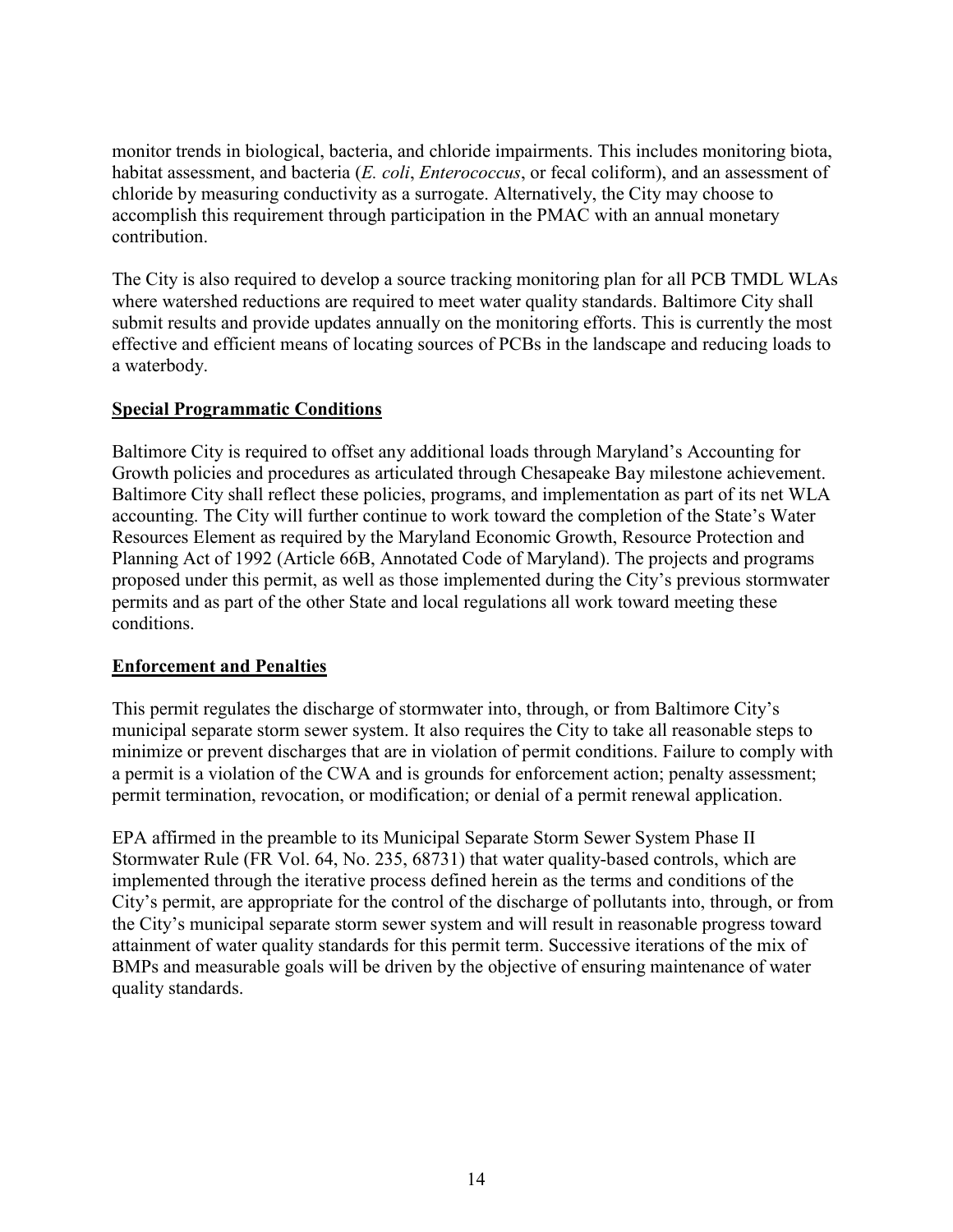monitor trends in biological, bacteria, and chloride impairments. This includes monitoring biota, habitat assessment, and bacteria (*E. coli*, *Enterococcus*, or fecal coliform), and an assessment of chloride by measuring conductivity as a surrogate. Alternatively, the City may choose to accomplish this requirement through participation in the PMAC with an annual monetary contribution.

The City is also required to develop a source tracking monitoring plan for all PCB TMDL WLAs where watershed reductions are required to meet water quality standards. Baltimore City shall submit results and provide updates annually on the monitoring efforts. This is currently the most effective and efficient means of locating sources of PCBs in the landscape and reducing loads to a waterbody.

**Special Programmatic Conditions**

Baltimore City is required to offset any additional loads through Maryland's Accounting for Growth policies and procedures as articulated through Chesapeake Bay milestone achievement. Baltimore City shall reflect these policies, programs, and implementation as part of its net WLA accounting. The City will further continue to work toward the completion of the State's Water Resources Element as required by the Maryland Economic Growth, Resource Protection and Planning Act of 1992 (Article 66B, Annotated Code of Maryland). The projects and programs proposed under this permit, as well as those implemented during the City's previous stormwater permits and as part of the other State and local regulations all work toward meeting these conditions.

**Enforcement and Penalties**

This permit regulates the discharge of stormwater into, through, or from Baltimore City's municipal separate storm sewer system. It also requires the City to take all reasonable steps to minimize or prevent discharges that are in violation of permit conditions. Failure to comply with a permit is a violation of the CWA and is grounds for enforcement action; penalty assessment; permit termination, revocation, or modification; or denial of a permit renewal application.

EPA affirmed in the preamble to its Municipal Separate Storm Sewer System Phase II Stormwater Rule (FR Vol. 64, No. 235, 68731) that water quality-based controls, which are implemented through the iterative process defined herein as the terms and conditions of the City's permit, are appropriate for the control of the discharge of pollutants into, through, or from the City's municipal separate storm sewer system and will result in reasonable progress toward attainment of water quality standards for this permit term. Successive iterations of the mix of BMPs and measurable goals will be driven by the objective of ensuring maintenance of water quality standards.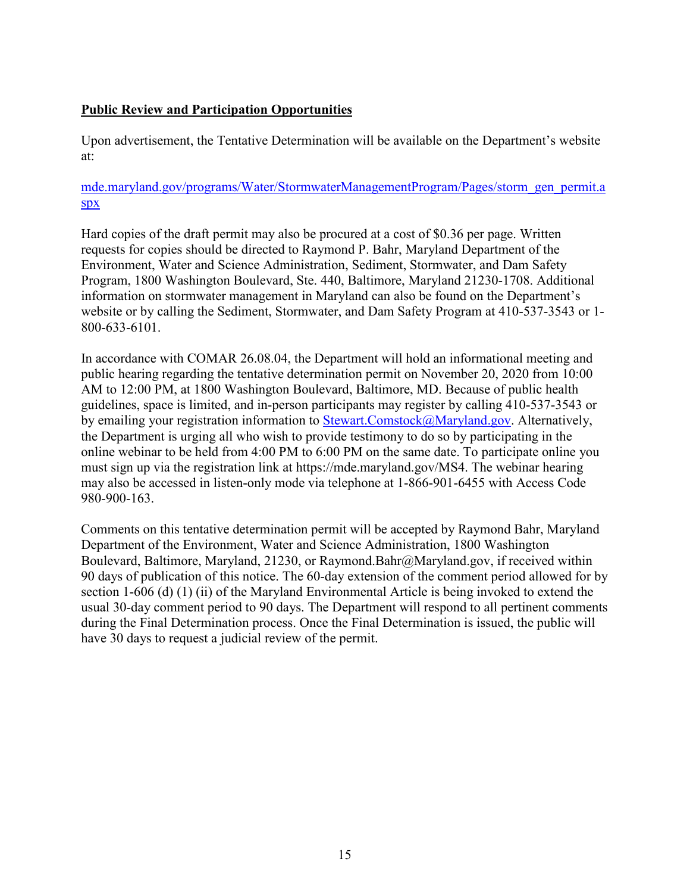**Public Review and Participation Opportunities**

Upon advertisement, the Tentative Determination will be available on the Department's website at:

[mde.maryland.gov/programs/Water/StormwaterManagementProgram/Pages/storm_gen_permit.aspx](mde.maryland.gov/programs/Water/StormwaterManagementProgram/Pages/storm_gen_permit.aspx)

Hard copies of the draft permit may also be procured at a cost of $0.36 per page. Written requests for copies should be directed to Raymond P. Bahr, Maryland Department of the Environment, Water and Science Administration, Sediment, Stormwater, and Dam Safety Program, 1800 Washington Boulevard, Ste. 440, Baltimore, Maryland 21230-1708. Additional information on stormwater management in Maryland can also be found on the Department's website or by calling the Sediment, Stormwater, and Dam Safety Program at 410-537-3543 or 1-800-633-6101.

In accordance with COMAR 26.08.04, the Department will hold an informational meeting and public hearing regarding the tentative determination permit on November 20, 2020 from 10:00 AM to 12:00 PM, at 1800 Washington Boulevard, Baltimore, MD. Because of public health guidelines, space is limited, and in-person participants may register by calling 410-537-3543 or by emailing your registration information to [Stewart.Comstock@Maryland.gov](mailto:Stewart.Comstock@Maryland.gov). Alternatively, the Department is urging all who wish to provide testimony to do so by participating in the online webinar to be held from 4:00 PM to 6:00 PM on the same date. To participate online you must sign up via the registration link at https://mde.maryland.gov/MS4. The webinar hearing may also be accessed in listen-only mode via telephone at 1-866-901-6455 with Access Code 980-900-163.

Comments on this tentative determination permit will be accepted by Raymond Bahr, Maryland Department of the Environment, Water and Science Administration, 1800 Washington Boulevard, Baltimore, Maryland, 21230, or Raymond.Bahr@Maryland.gov, if received within 90 days of publication of this notice. The 60-day extension of the comment period allowed for by section 1-606 (d) (1) (ii) of the Maryland Environmental Article is being invoked to extend the usual 30-day comment period to 90 days. The Department will respond to all pertinent comments during the Final Determination process. Once the Final Determination is issued, the public will have 30 days to request a judicial review of the permit.